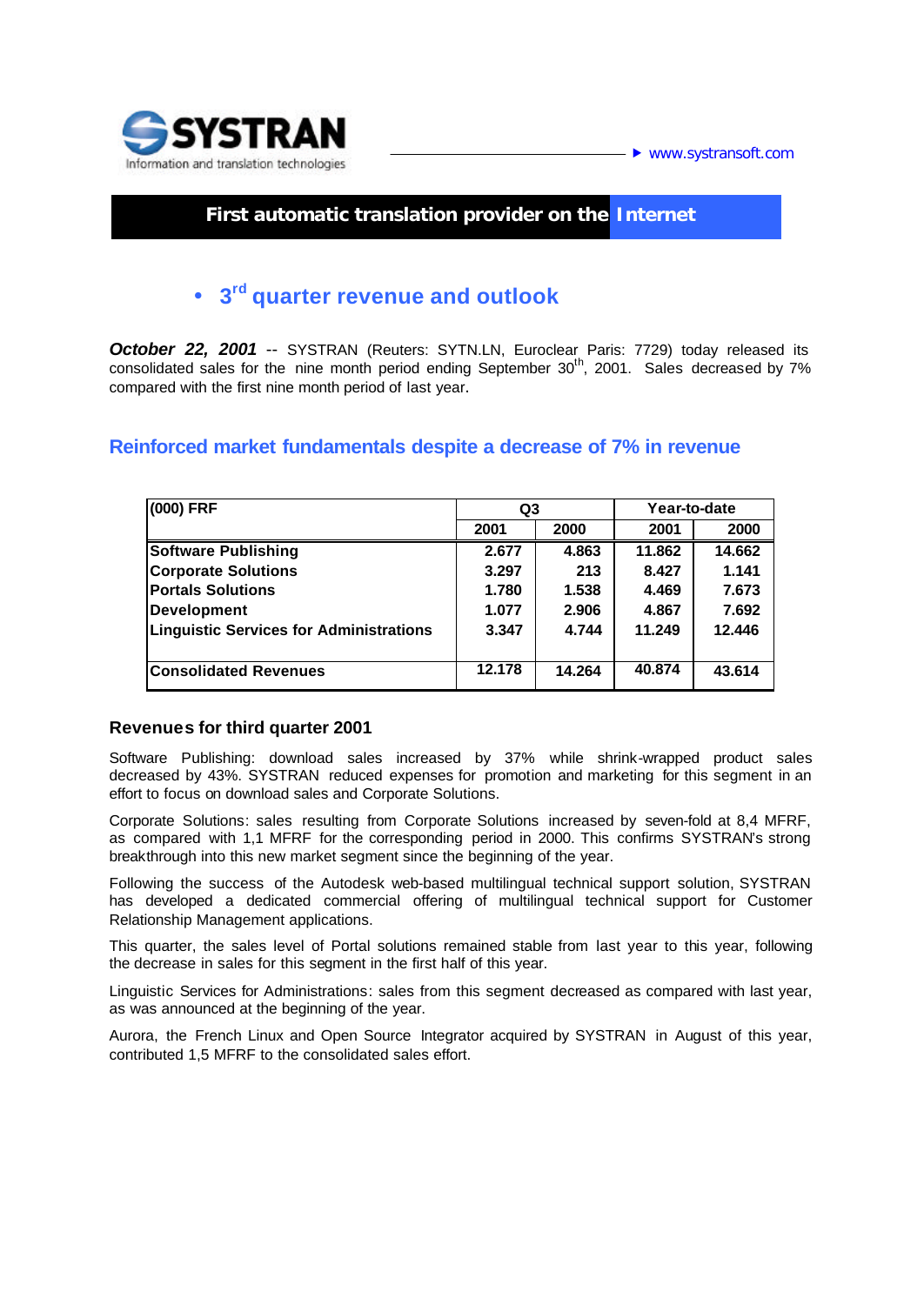SYSTRAN

Information and translation technologies

www.systransoft.com

**First automatic translation provider on the Internet**

# 3rd quarter revenue and outlook

***October 22, 2001*** -- SYSTRAN (Reuters: SYTN.LN, Euroclear Paris: 7729) today released its consolidated sales for the nine month period ending September 30th, 2001. Sales decreased by 7% compared with the first nine month period of last year.

## Reinforced market fundamentals despite a decrease of 7% in revenue

| (000) FRF | Q3 | | Year-to-date | |
|---|---|---|---|---|
| | 2001 | 2000 | 2001 | 2000 |
| **Software Publishing** | 2.677 | 4.863 | 11.862 | 14.662 |
| **Corporate Solutions** | 3.297 | 213 | 8.427 | 1.141 |
| **Portals Solutions** | 1.780 | 1.538 | 4.469 | 7.673 |
| **Development** | 1.077 | 2.906 | 4.867 | 7.692 |
| **Linguistic Services for Administrations** | 3.347 | 4.744 | 11.249 | 12.446 |
| **Consolidated Revenues** | 12.178 | 14.264 | 40.874 | 43.614 |

### Revenues for third quarter 2001

Software Publishing: download sales increased by 37% while shrink-wrapped product sales decreased by 43%. SYSTRAN reduced expenses for promotion and marketing for this segment in an effort to focus on download sales and Corporate Solutions.

Corporate Solutions: sales resulting from Corporate Solutions increased by seven-fold at 8,4 MFRF, as compared with 1,1 MFRF for the corresponding period in 2000. This confirms SYSTRAN's strong breakthrough into this new market segment since the beginning of the year.

Following the success of the Autodesk web-based multilingual technical support solution, SYSTRAN has developed a dedicated commercial offering of multilingual technical support for Customer Relationship Management applications.

This quarter, the sales level of Portal solutions remained stable from last year to this year, following the decrease in sales for this segment in the first half of this year.

Linguistic Services for Administrations: sales from this segment decreased as compared with last year, as was announced at the beginning of the year.

Aurora, the French Linux and Open Source Integrator acquired by SYSTRAN in August of this year, contributed 1,5 MFRF to the consolidated sales effort.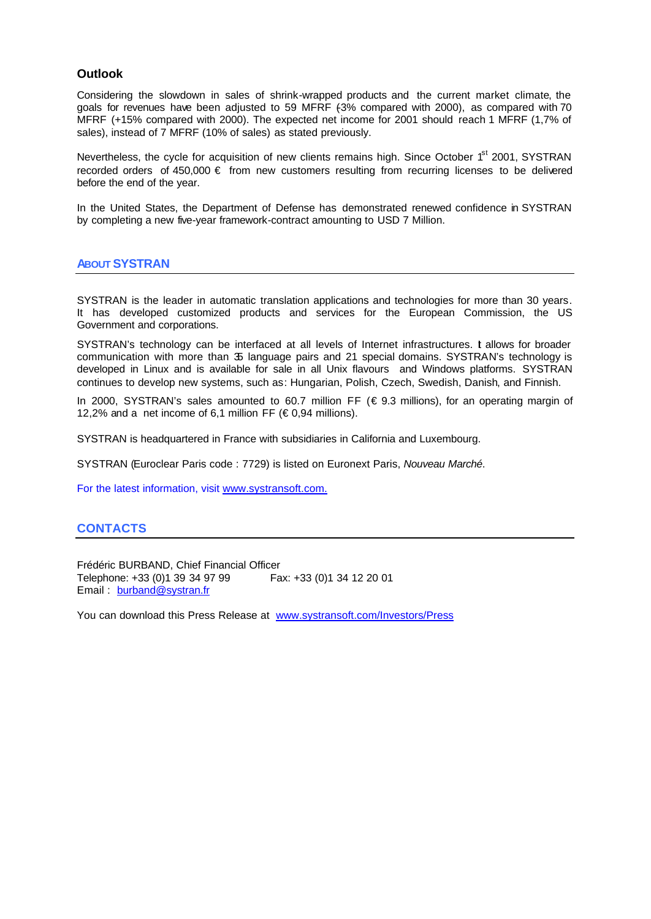## Outlook

Considering the slowdown in sales of shrink-wrapped products and the current market climate, the goals for revenues have been adjusted to 59 MFRF (-3% compared with 2000), as compared with 70 MFRF (+15% compared with 2000). The expected net income for 2001 should reach 1 MFRF (1,7% of sales), instead of 7 MFRF (10% of sales) as stated previously.

Nevertheless, the cycle for acquisition of new clients remains high. Since October 1st 2001, SYSTRAN recorded orders of 450,000 € from new customers resulting from recurring licenses to be delivered before the end of the year.

In the United States, the Department of Defense has demonstrated renewed confidence in SYSTRAN by completing a new five-year framework-contract amounting to USD 7 Million.

## ABOUT SYSTRAN

SYSTRAN is the leader in automatic translation applications and technologies for more than 30 years. It has developed customized products and services for the European Commission, the US Government and corporations.

SYSTRAN's technology can be interfaced at all levels of Internet infrastructures. It allows for broader communication with more than 35 language pairs and 21 special domains. SYSTRAN's technology is developed in Linux and is available for sale in all Unix flavours and Windows platforms. SYSTRAN continues to develop new systems, such as: Hungarian, Polish, Czech, Swedish, Danish, and Finnish.

In 2000, SYSTRAN's sales amounted to 60.7 million FF (€ 9.3 millions), for an operating margin of 12,2% and a net income of 6,1 million FF (€ 0,94 millions).

SYSTRAN is headquartered in France with subsidiaries in California and Luxembourg.

SYSTRAN (Euroclear Paris code : 7729) is listed on Euronext Paris, *Nouveau Marché*.

For the latest information, visit www.systransoft.com.

## CONTACTS

Frédéric BURBAND, Chief Financial Officer
Telephone: +33 (0)1 39 34 97 99 Fax: +33 (0)1 34 12 20 01
Email : burband@systran.fr

You can download this Press Release at www.systransoft.com/Investors/Press